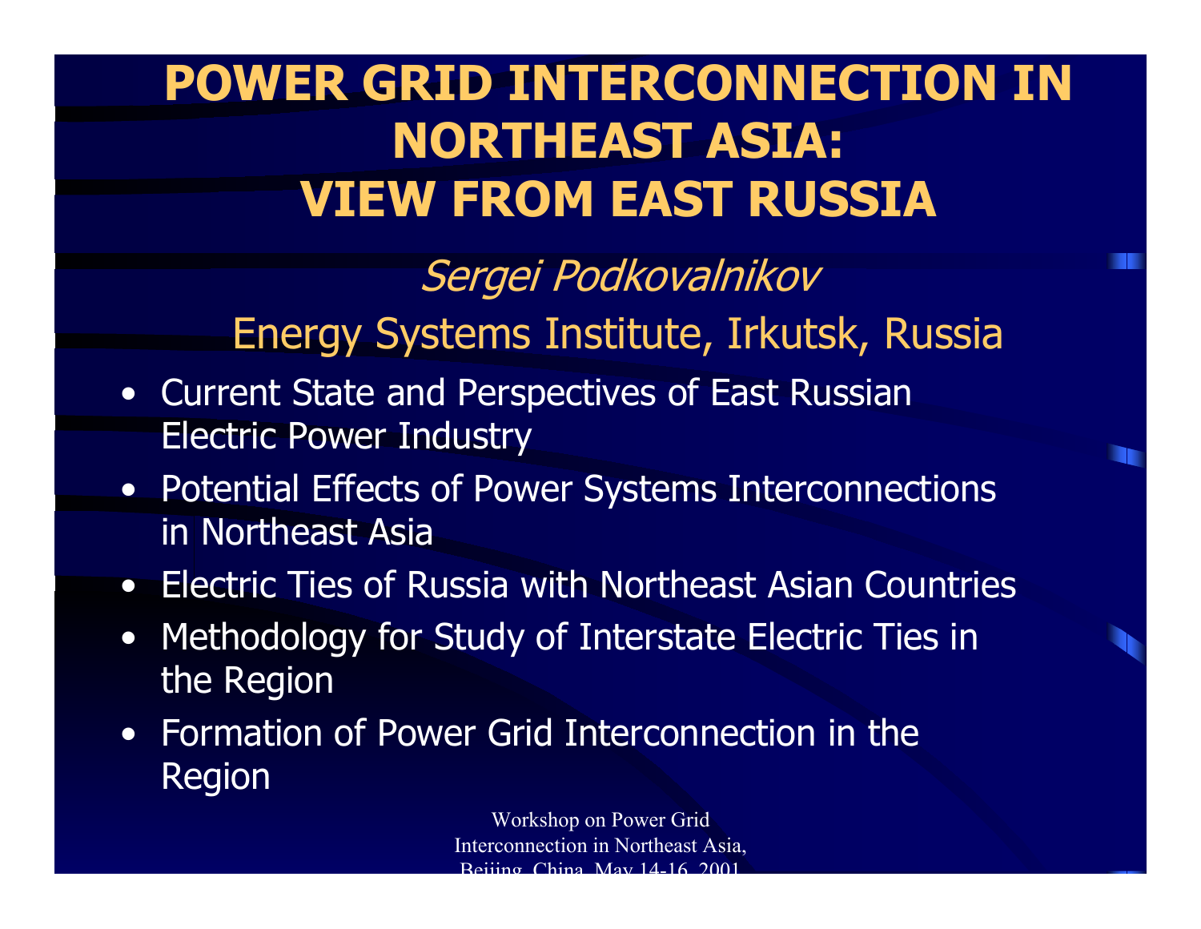# POWER GRID INTERCONNECTION IN NORTHEAST ASIA: VIEW FROM EAST RUSSIA

*Sergei Podkovalnikov*

Energy Systems Institute, Irkutsk, Russia

- Current State and Perspectives of East Russian Electric Power Industry
- Potential Effects of Power Systems Interconnections in Northeast Asia
- Electric Ties of Russia with Northeast Asian Countries
- Methodology for Study of Interstate Electric Ties in the Region
- Formation of Power Grid Interconnection in the Region

Workshop on Power Grid Interconnection in Northeast Asia, Beijing, China, May 14-16, 2001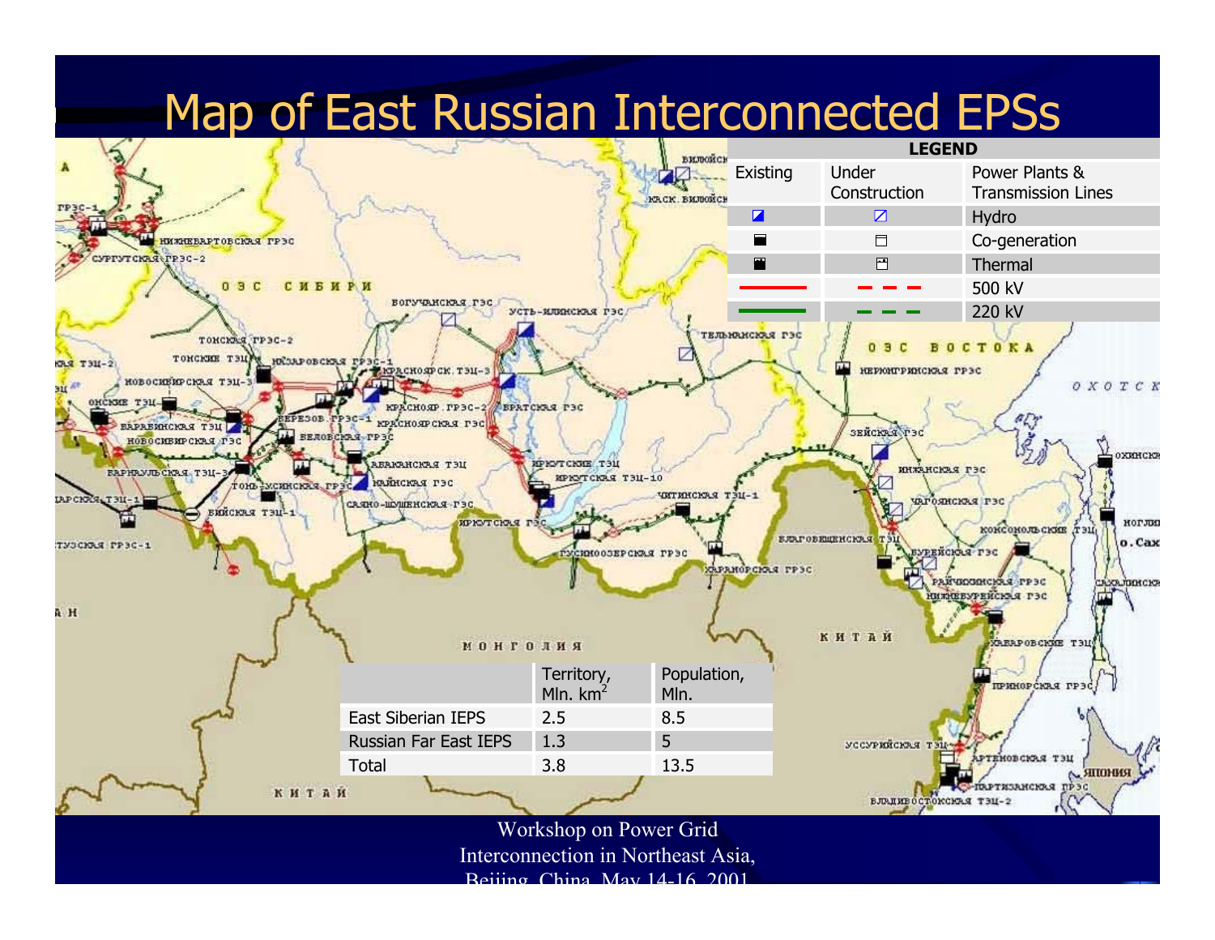# Map of East Russian Interconnected EPSs

**LEGEND**

| Existing | Under Construction | Power Plants & Transmission Lines |
|---|---|---|
| | | Hydro |
| | | Co-generation |
| | | Thermal |
| | | 500 kV |
| | | 220 kV |

| | Territory, Mln. km$^2$ | Population, Mln. |
|---|---|---|
| East Siberian IEPS | 2.5 | 8.5 |
| Russian Far East IEPS | 1.3 | 5 |
| Total | 3.8 | 13.5 |

Workshop on Power Grid Interconnection in Northeast Asia, Beijing, China, May 14-16, 2001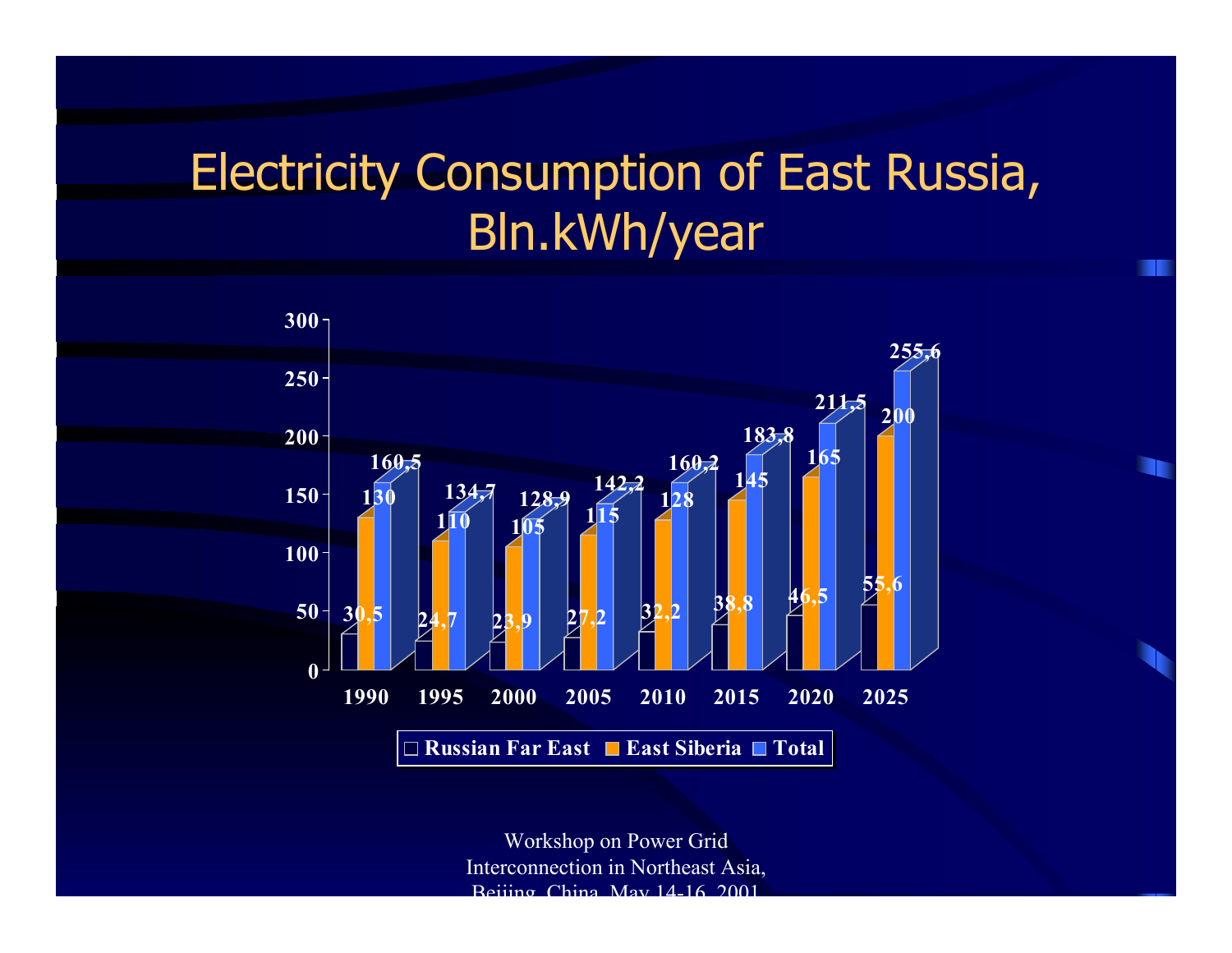# Electricity Consumption of East Russia, Bln.kWh/year

| Year | Russian Far East | East Siberia | Total |
|---|---|---|---|
| 1990 | 30,5 | 130 | 160,5 |
| 1995 | 24,7 | 110 | 134,7 |
| 2000 | 23,9 | 105 | 128,9 |
| 2005 | 27,2 | 115 | 142,2 |
| 2010 | 32,2 | 128 | 160,2 |
| 2015 | 38,8 | 145 | 183,8 |
| 2020 | 46,5 | 165 | 211,5 |
| 2025 | 55,6 | 200 | 255,6 |

Workshop on Power Grid Interconnection in Northeast Asia, Beijing, China, May 14-16, 2001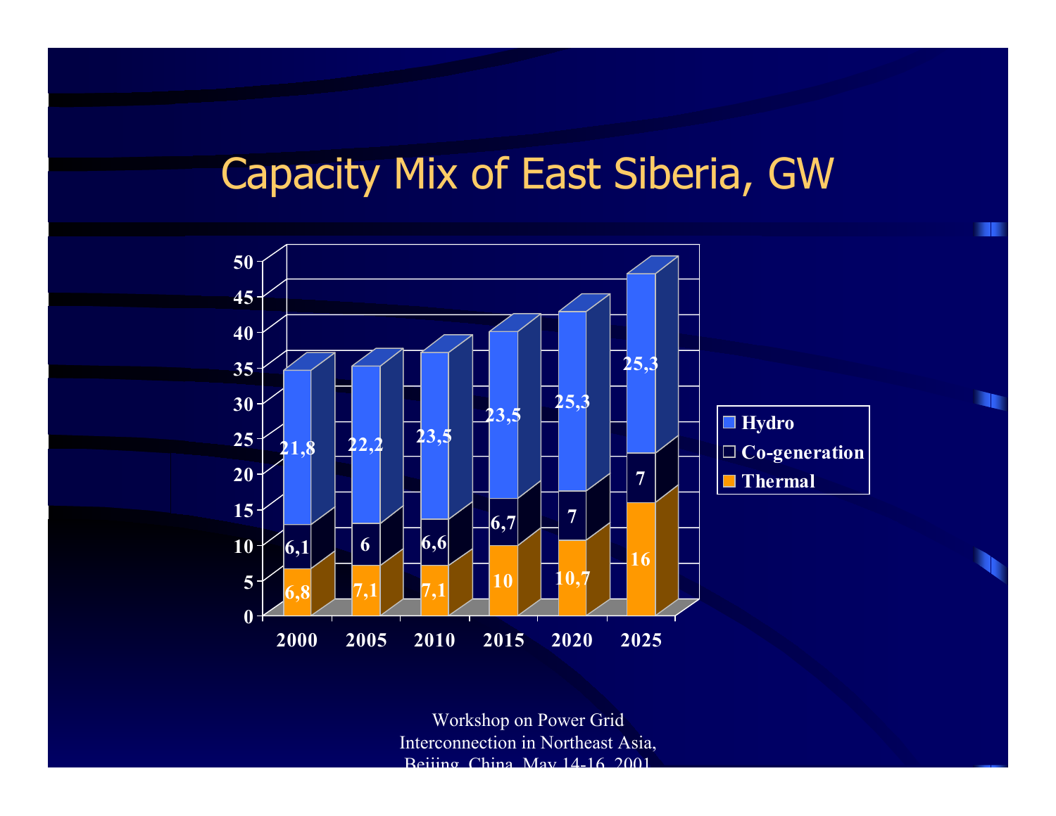# Capacity Mix of East Siberia, GW

| Year | Thermal | Co-generation | Hydro |
|---|---|---|---|
| 2000 | 6,8 | 6,1 | 21,8 |
| 2005 | 7,1 | 6 | 22,2 |
| 2010 | 7,1 | 6,6 | 23,5 |
| 2015 | 10 | 6,7 | 23,5 |
| 2020 | 10,7 | 7 | 25,3 |
| 2025 | 16 | 7 | 25,3 |

Workshop on Power Grid Interconnection in Northeast Asia, Beijing, China, May 14-16, 2001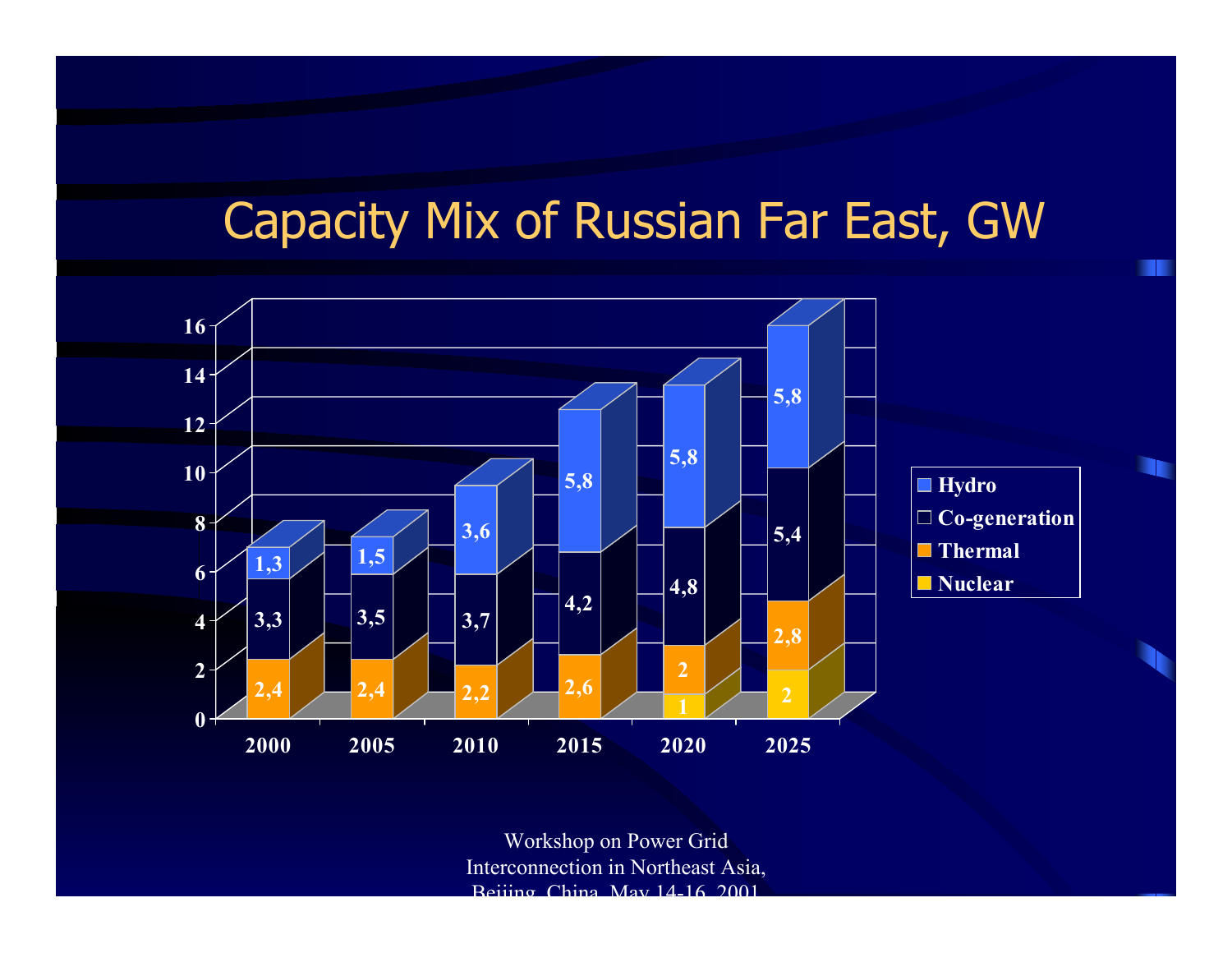# Capacity Mix of Russian Far East, GW

| | 2000 | 2005 | 2010 | 2015 | 2020 | 2025 |
|---|---|---|---|---|---|---|
| Hydro | 1,3 | 1,5 | 3,6 | 5,8 | 5,8 | 5,8 |
| Co-generation | 3,3 | 3,5 | 3,7 | 4,2 | 4,8 | 5,4 |
| Thermal | 2,4 | 2,4 | 2,2 | 2,6 | 2 | 2,8 |
| Nuclear | | | | | 1 | 2 |

Workshop on Power Grid Interconnection in Northeast Asia, Beijing, China, May 14-16, 2001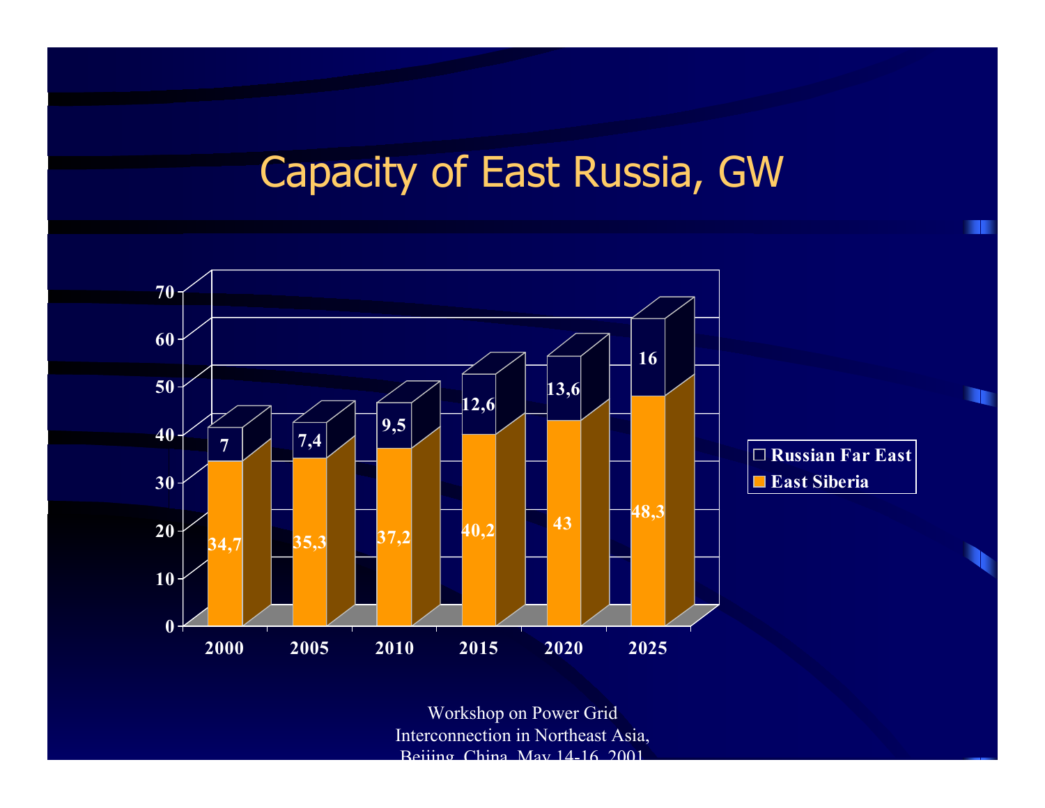# Capacity of East Russia, GW

| Year | East Siberia | Russian Far East |
|---|---|---|
| 2000 | 34,7 | 7 |
| 2005 | 35,3 | 7,4 |
| 2010 | 37,2 | 9,5 |
| 2015 | 40,2 | 12,6 |
| 2020 | 43 | 13,6 |
| 2025 | 48,3 | 16 |

Workshop on Power Grid Interconnection in Northeast Asia, Beijing, China, May 14-16, 2001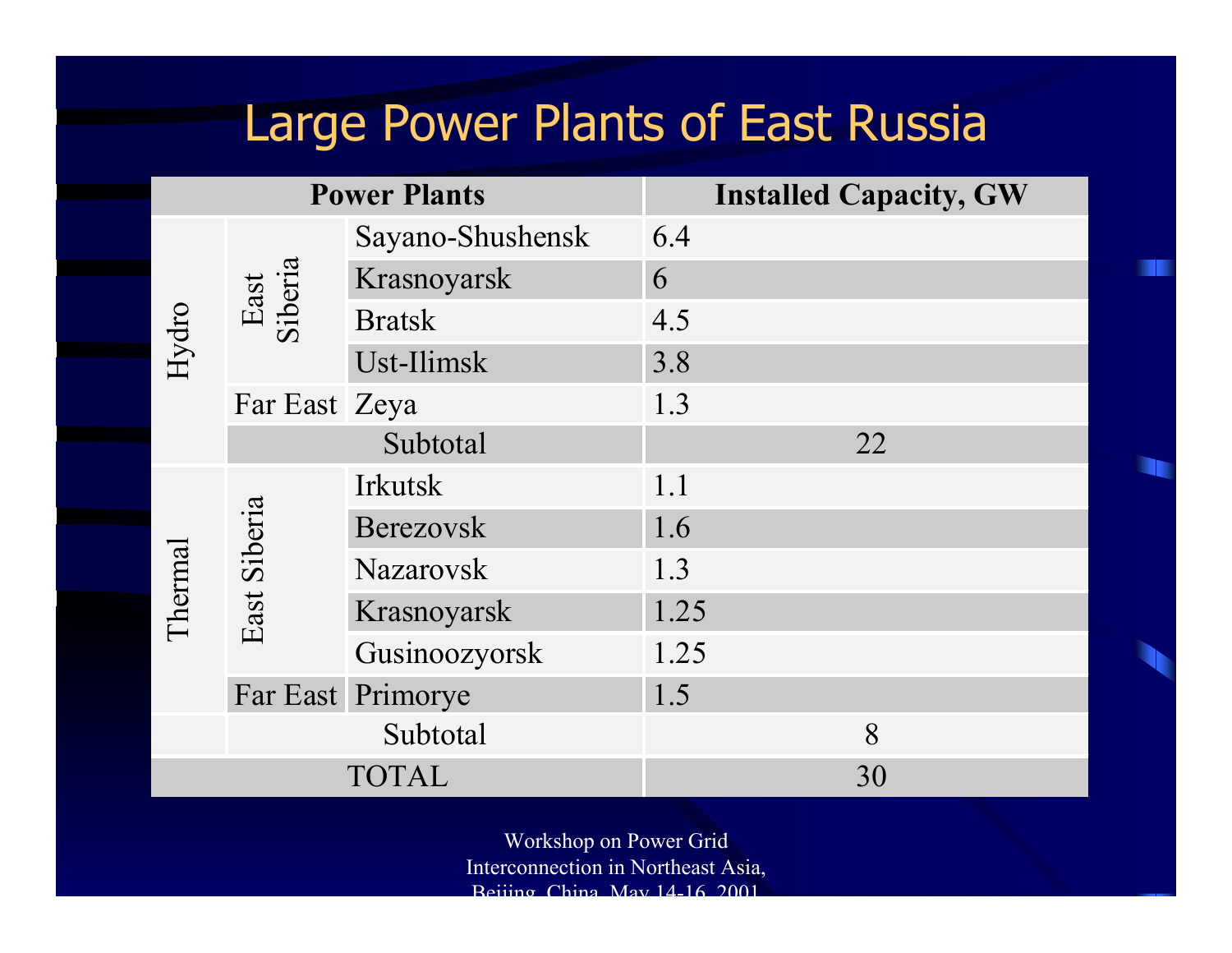# Large Power Plants of East Russia

| Power Plants | | | Installed Capacity, GW |
|---|---|---|---|
| Hydro | East Siberia | Sayano-Shushensk | 6.4 |
| | | Krasnoyarsk | 6 |
| | | Bratsk | 4.5 |
| | | Ust-Ilimsk | 3.8 |
| | Far East | Zeya | 1.3 |
| | Subtotal | | 22 |
| Thermal | East Siberia | Irkutsk | 1.1 |
| | | Berezovsk | 1.6 |
| | | Nazarovsk | 1.3 |
| | | Krasnoyarsk | 1.25 |
| | | Gusinoozyorsk | 1.25 |
| | Far East | Primorye | 1.5 |
| | Subtotal | | 8 |
| TOTAL | | | 30 |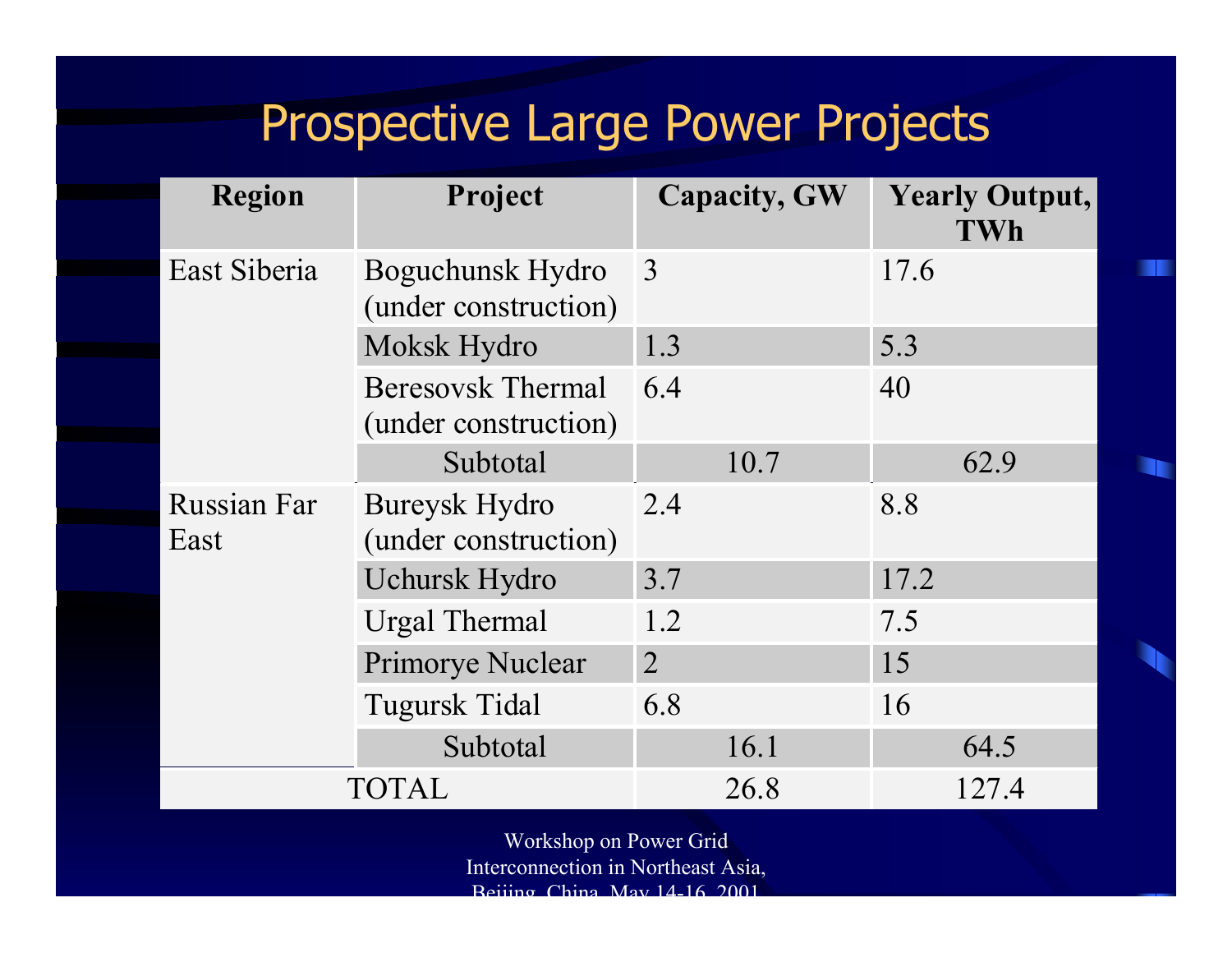# Prospective Large Power Projects

| Region | Project | Capacity, GW | Yearly Output, TWh |
|---|---|---|---|
| East Siberia | Boguchunsk Hydro (under construction) | 3 | 17.6 |
| | Moksk Hydro | 1.3 | 5.3 |
| | Beresovsk Thermal (under construction) | 6.4 | 40 |
| | Subtotal | 10.7 | 62.9 |
| Russian Far East | Bureysk Hydro (under construction) | 2.4 | 8.8 |
| | Uchursk Hydro | 3.7 | 17.2 |
| | Urgal Thermal | 1.2 | 7.5 |
| | Primorye Nuclear | 2 | 15 |
| | Tugursk Tidal | 6.8 | 16 |
| | Subtotal | 16.1 | 64.5 |
| TOTAL | | 26.8 | 127.4 |

Workshop on Power Grid Interconnection in Northeast Asia, Beijing, China, May 14-16, 2001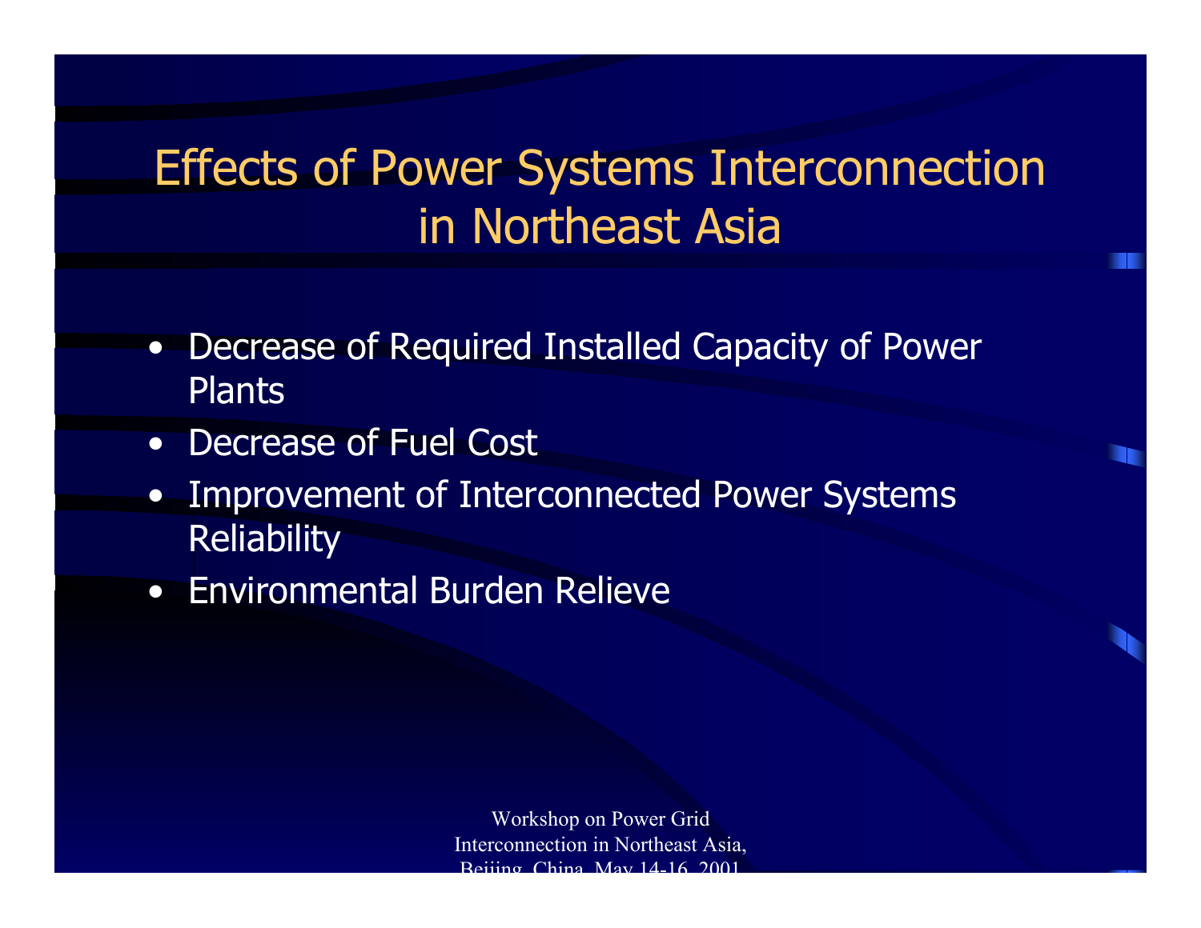# Effects of Power Systems Interconnection in Northeast Asia

- Decrease of Required Installed Capacity of Power Plants
- Decrease of Fuel Cost
- Improvement of Interconnected Power Systems Reliability
- Environmental Burden Relieve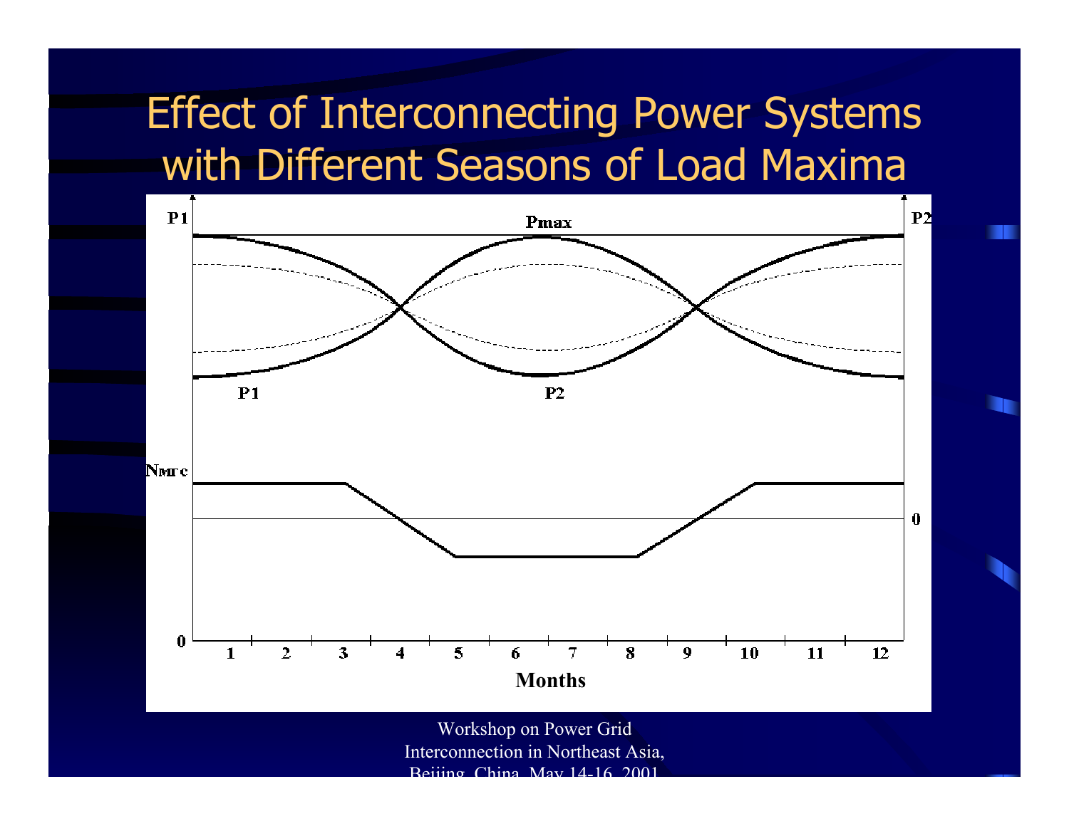# Effect of Interconnecting Power Systems with Different Seasons of Load Maxima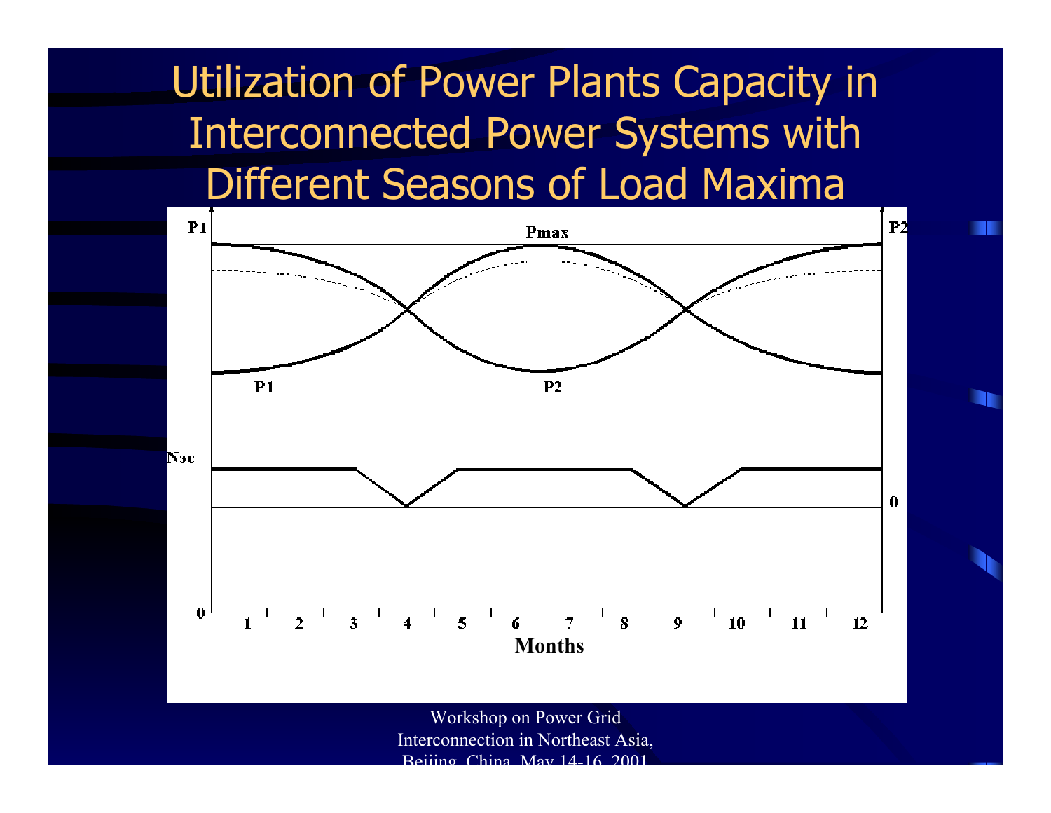# Utilization of Power Plants Capacity in Interconnected Power Systems with Different Seasons of Load Maxima

P1

Pmax

P2

P1

P2

Nэс

0

0

1 2 3 4 5 6 7 8 9 10 11 12

Months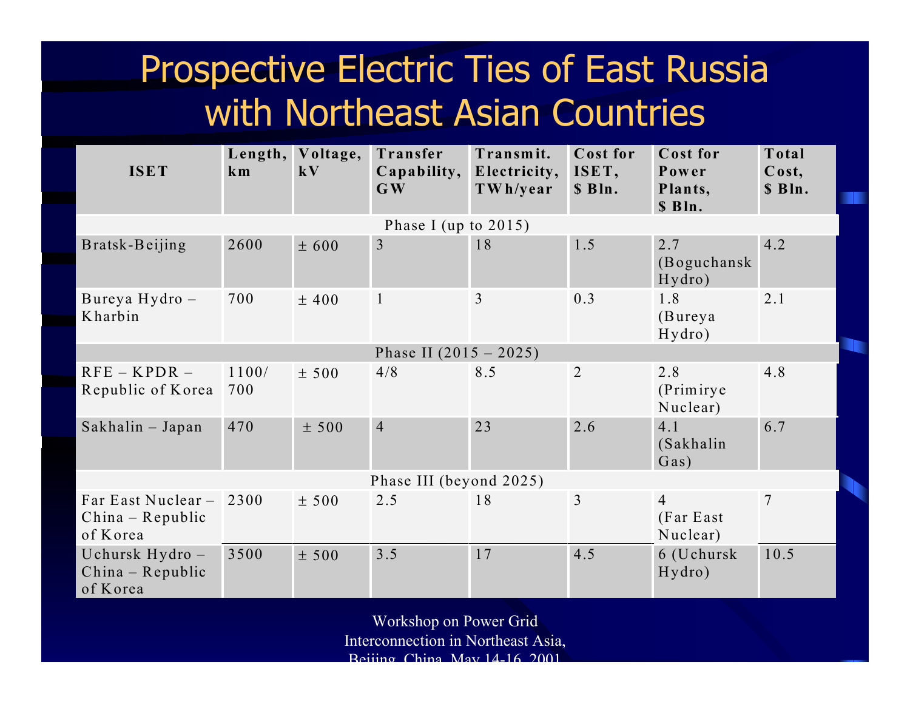# Prospective Electric Ties of East Russia with Northeast Asian Countries

| ISET | Length, km | Voltage, kV | Transfer Capability, GW | Transmit. Electricity, TWh/year | Cost for ISET, $ Bln. | Cost for Power Plants, $ Bln. | Total Cost, $ Bln. |
|---|---|---|---|---|---|---|---|
| Phase I (up to 2015) | | | | | | | |
| Bratsk-Beijing | 2600 | ± 600 | 3 | 18 | 1.5 | 2.7 (Boguchansk Hydro) | 4.2 |
| Bureya Hydro – Kharbin | 700 | ± 400 | 1 | 3 | 0.3 | 1.8 (Bureya Hydro) | 2.1 |
| Phase II (2015 – 2025) | | | | | | | |
| RFE – KPDR – Republic of Korea | 1100/ 700 | ± 500 | 4/8 | 8.5 | 2 | 2.8 (Primirye Nuclear) | 4.8 |
| Sakhalin – Japan | 470 | ± 500 | 4 | 23 | 2.6 | 4.1 (Sakhalin Gas) | 6.7 |
| Phase III (beyond 2025) | | | | | | | |
| Far East Nuclear – China – Republic of Korea | 2300 | ± 500 | 2.5 | 18 | 3 | 4 (Far East Nuclear) | 7 |
| Uchursk Hydro – China – Republic of Korea | 3500 | ± 500 | 3.5 | 17 | 4.5 | 6 (Uchursk Hydro) | 10.5 |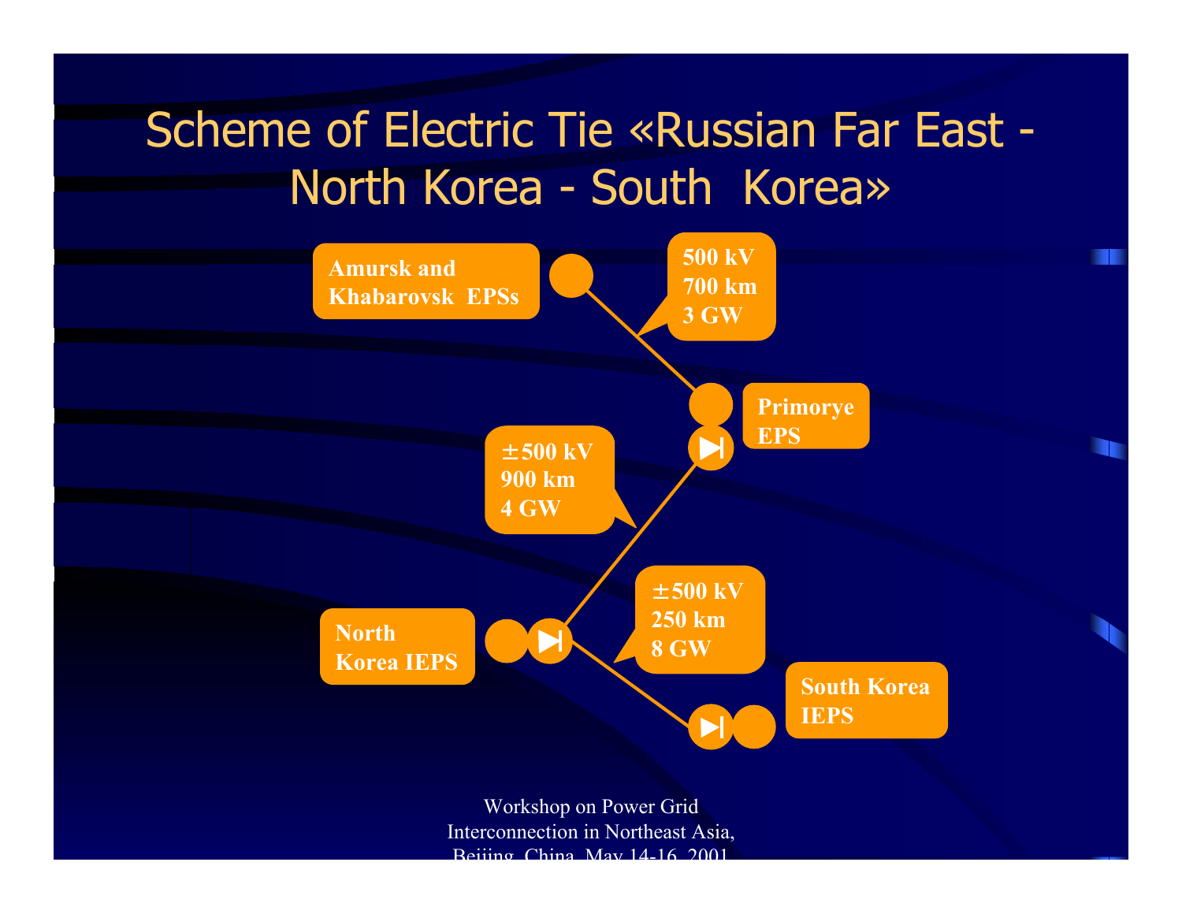# Scheme of Electric Tie «Russian Far East - North Korea - South Korea»

**Amursk and Khabarovsk EPSs**

**500 kV**
**700 km**
**3 GW**

**Primorye EPS**

**±500 kV**
**900 km**
**4 GW**

**North Korea IEPS**

**±500 kV**
**250 km**
**8 GW**

**South Korea IEPS**

Workshop on Power Grid Interconnection in Northeast Asia, Beijing, China, May 14-16, 2001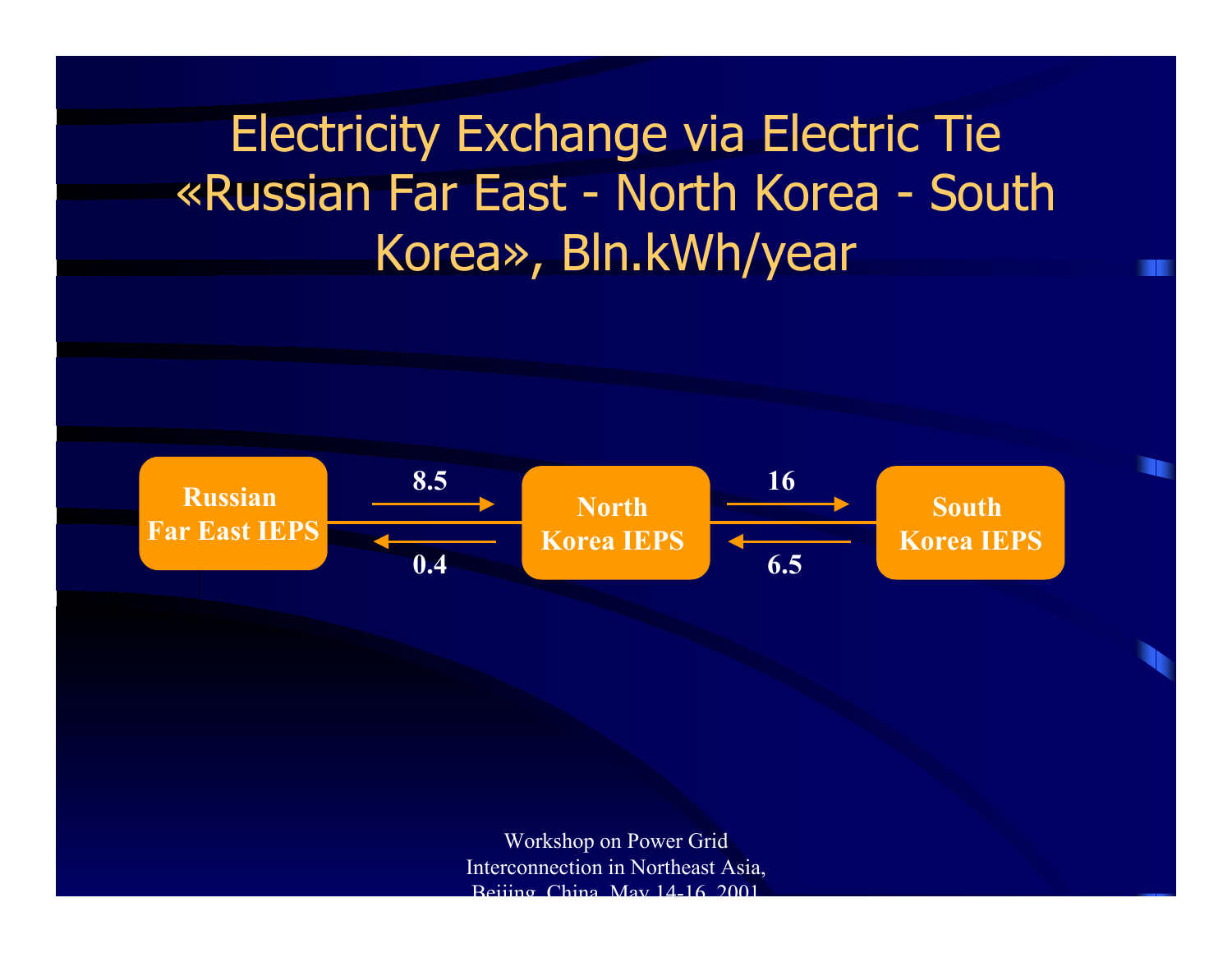# Electricity Exchange via Electric Tie «Russian Far East - North Korea - South Korea», Bln.kWh/year

| From | To | Bln.kWh/year |
| --- | --- | --- |
| Russian Far East IEPS | North Korea IEPS | 8.5 |
| North Korea IEPS | Russian Far East IEPS | 0.4 |
| North Korea IEPS | South Korea IEPS | 16 |
| South Korea IEPS | North Korea IEPS | 6.5 |

Workshop on Power Grid Interconnection in Northeast Asia, Beijing, China, May 14-16, 2001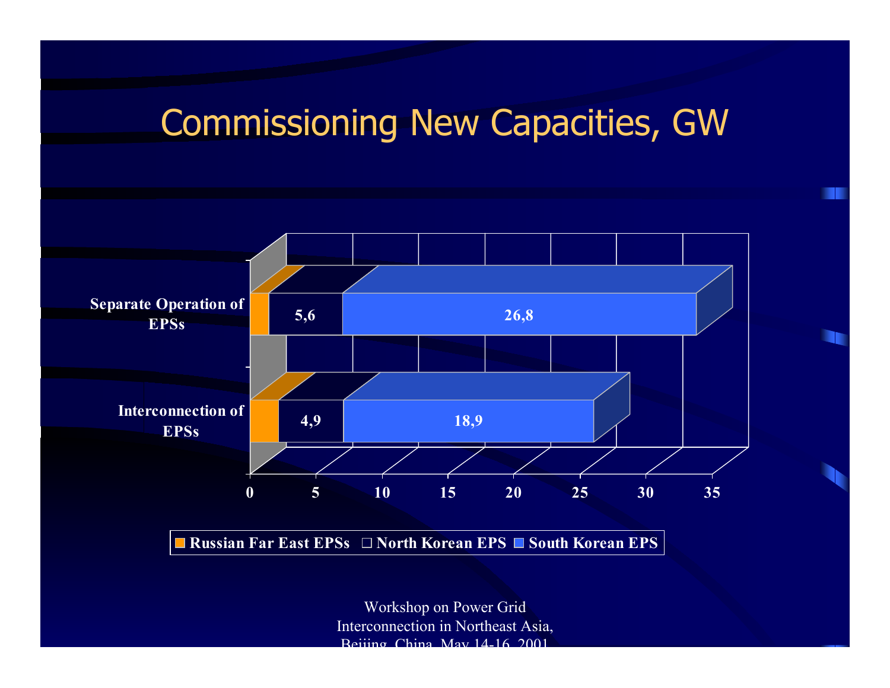# Commissioning New Capacities, GW

| | Russian Far East EPSs | North Korean EPS | South Korean EPS |
|---|---|---|---|
| Separate Operation of EPSs | | 5,6 | 26,8 |
| Interconnection of EPSs | | 4,9 | 18,9 |

Workshop on Power Grid Interconnection in Northeast Asia, Beijing, China, May 14-16, 2001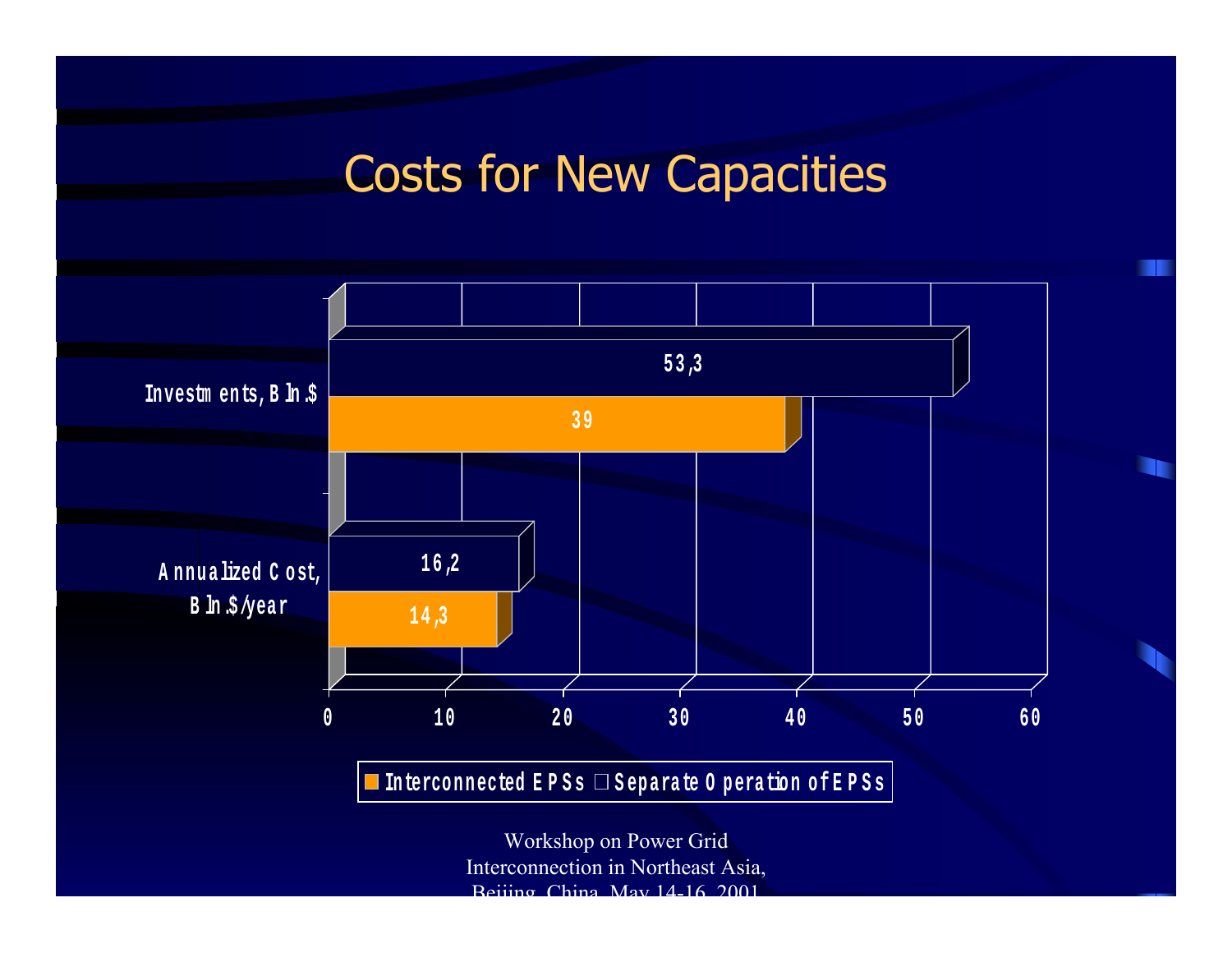# Costs for New Capacities

| | Interconnected EPSs | Separate Operation of EPSs |
|---|---|---|
| Investments, Bln.$ | 39 | 53,3 |
| Annualized Cost, Bln.$/year | 14,3 | 16,2 |

Workshop on Power Grid Interconnection in Northeast Asia, Beijing, China, May 14-16, 2001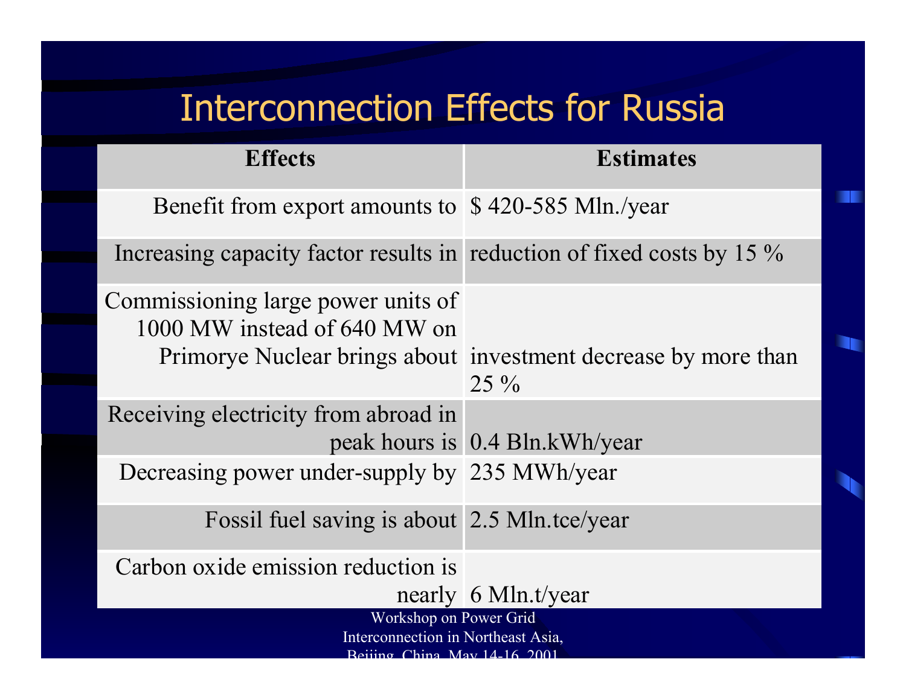# Interconnection Effects for Russia

| Effects | Estimates |
| --- | --- |
| Benefit from export amounts to | $ 420-585 Mln./year |
| Increasing capacity factor results in | reduction of fixed costs by 15 % |
| Commissioning large power units of 1000 MW instead of 640 MW on Primorye Nuclear brings about | investment decrease by more than 25 % |
| Receiving electricity from abroad in peak hours is | 0.4 Bln.kWh/year |
| Decreasing power under-supply by | 235 MWh/year |
| Fossil fuel saving is about | 2.5 Mln.tce/year |
| Carbon oxide emission reduction is nearly | 6 Mln.t/year |

Workshop on Power Grid Interconnection in Northeast Asia, Beijing, China, May 14-16, 2001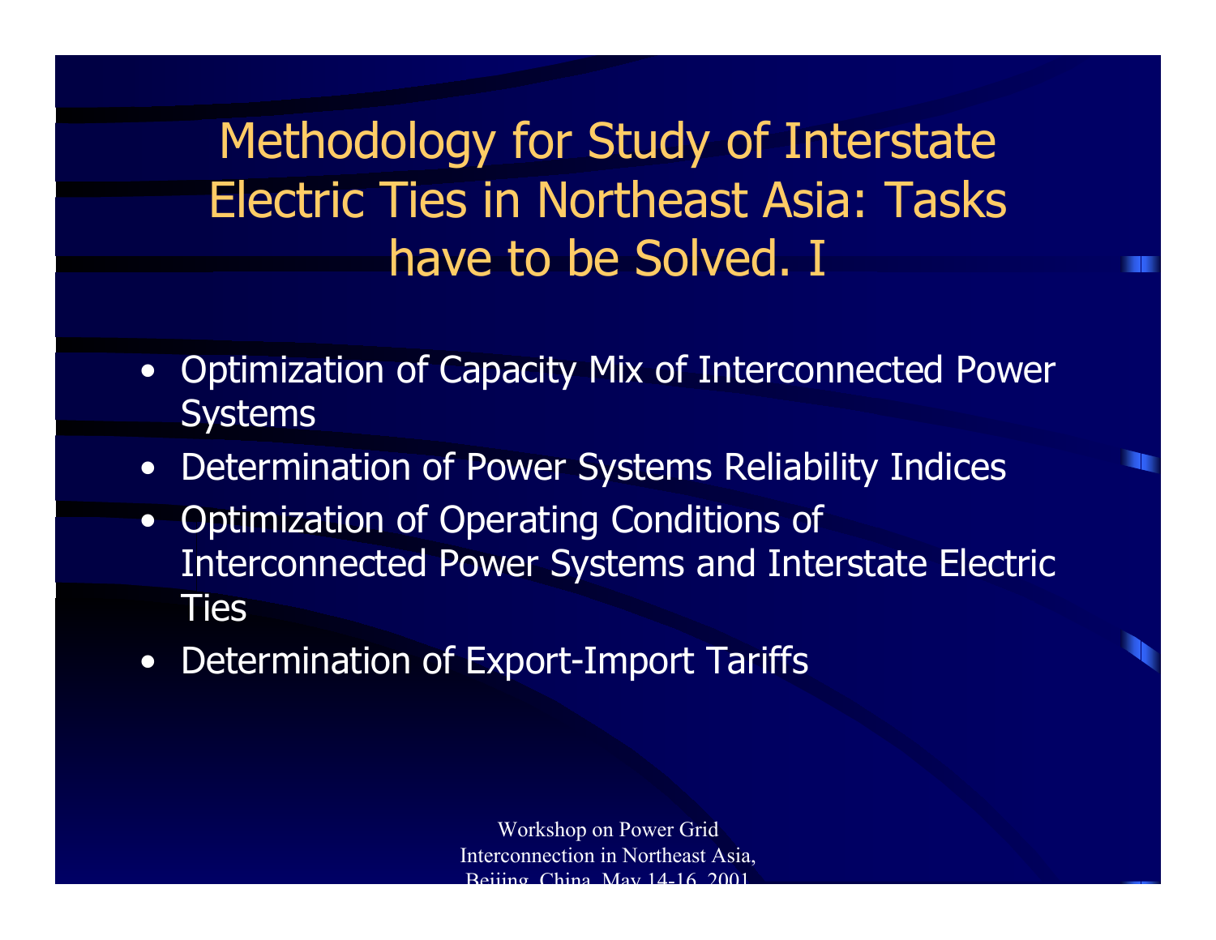# Methodology for Study of Interstate Electric Ties in Northeast Asia: Tasks have to be Solved. I

- Optimization of Capacity Mix of Interconnected Power Systems
- Determination of Power Systems Reliability Indices
- Optimization of Operating Conditions of Interconnected Power Systems and Interstate Electric Ties
- Determination of Export-Import Tariffs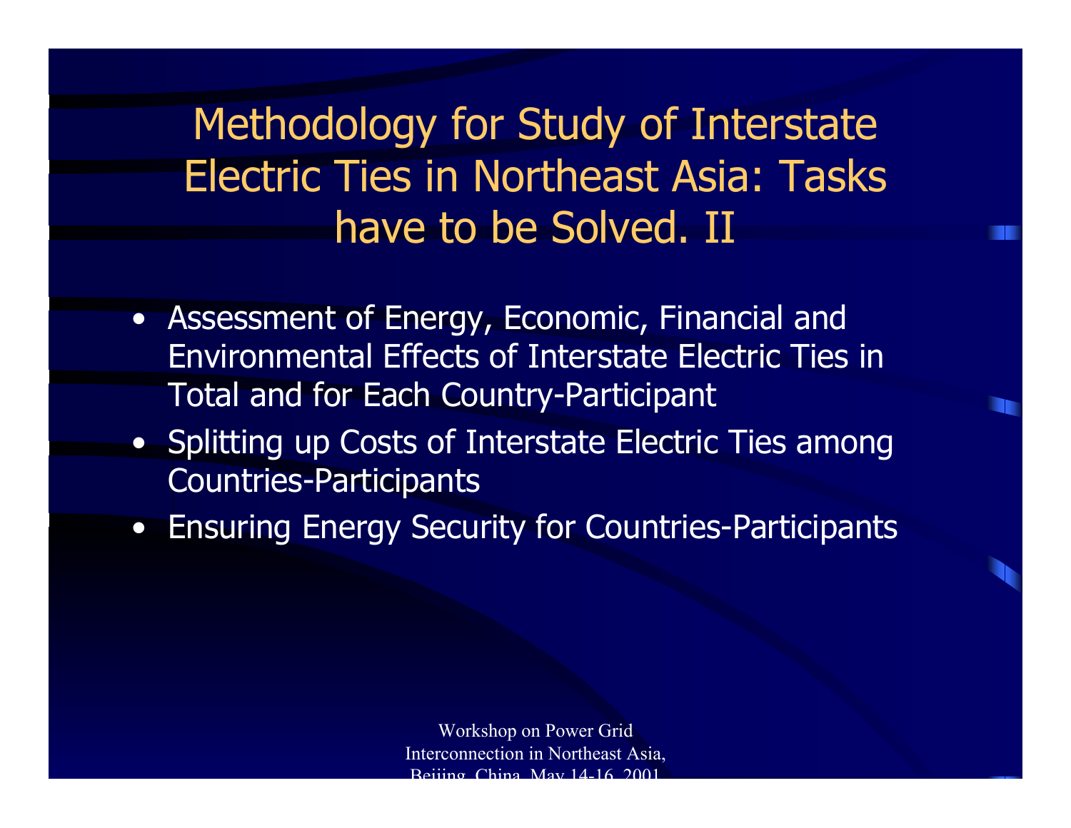# Methodology for Study of Interstate Electric Ties in Northeast Asia: Tasks have to be Solved. II

- Assessment of Energy, Economic, Financial and Environmental Effects of Interstate Electric Ties in Total and for Each Country-Participant
- Splitting up Costs of Interstate Electric Ties among Countries-Participants
- Ensuring Energy Security for Countries-Participants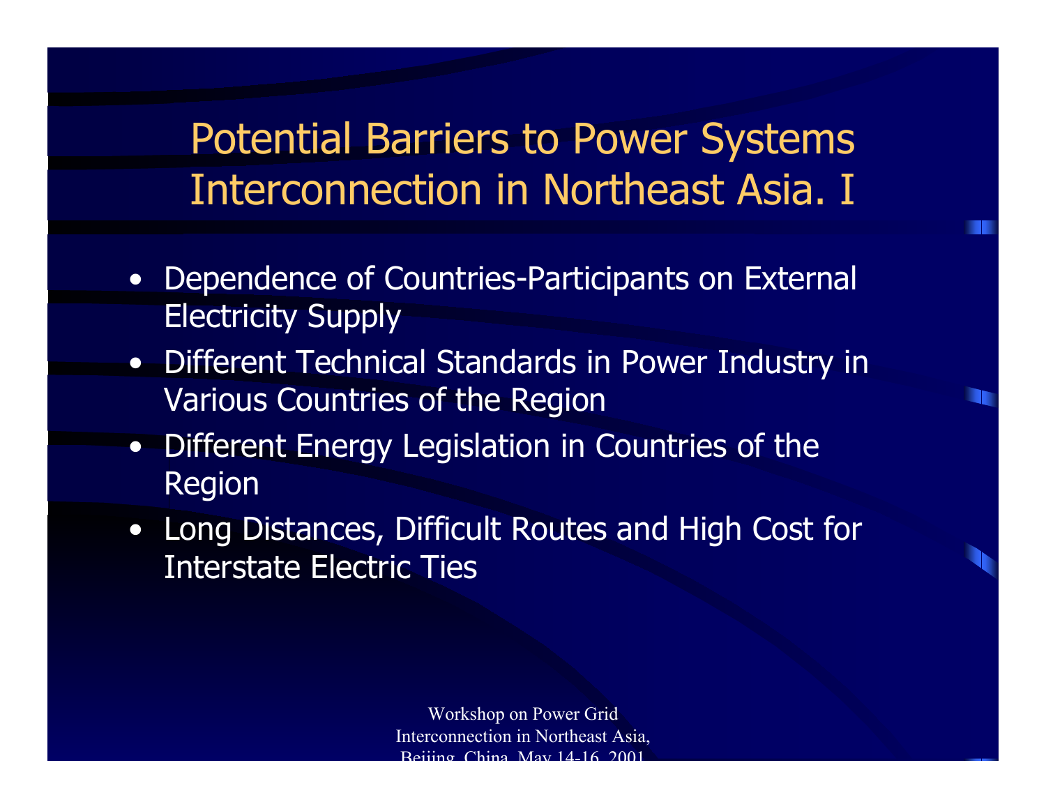# Potential Barriers to Power Systems Interconnection in Northeast Asia. I

- Dependence of Countries-Participants on External Electricity Supply
- Different Technical Standards in Power Industry in Various Countries of the Region
- Different Energy Legislation in Countries of the Region
- Long Distances, Difficult Routes and High Cost for Interstate Electric Ties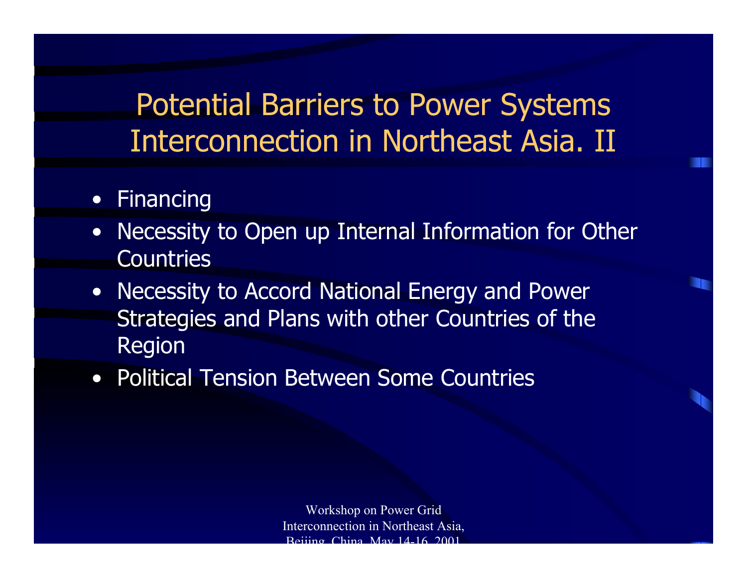# Potential Barriers to Power Systems Interconnection in Northeast Asia. II

- Financing
- Necessity to Open up Internal Information for Other Countries
- Necessity to Accord National Energy and Power Strategies and Plans with other Countries of the Region
- Political Tension Between Some Countries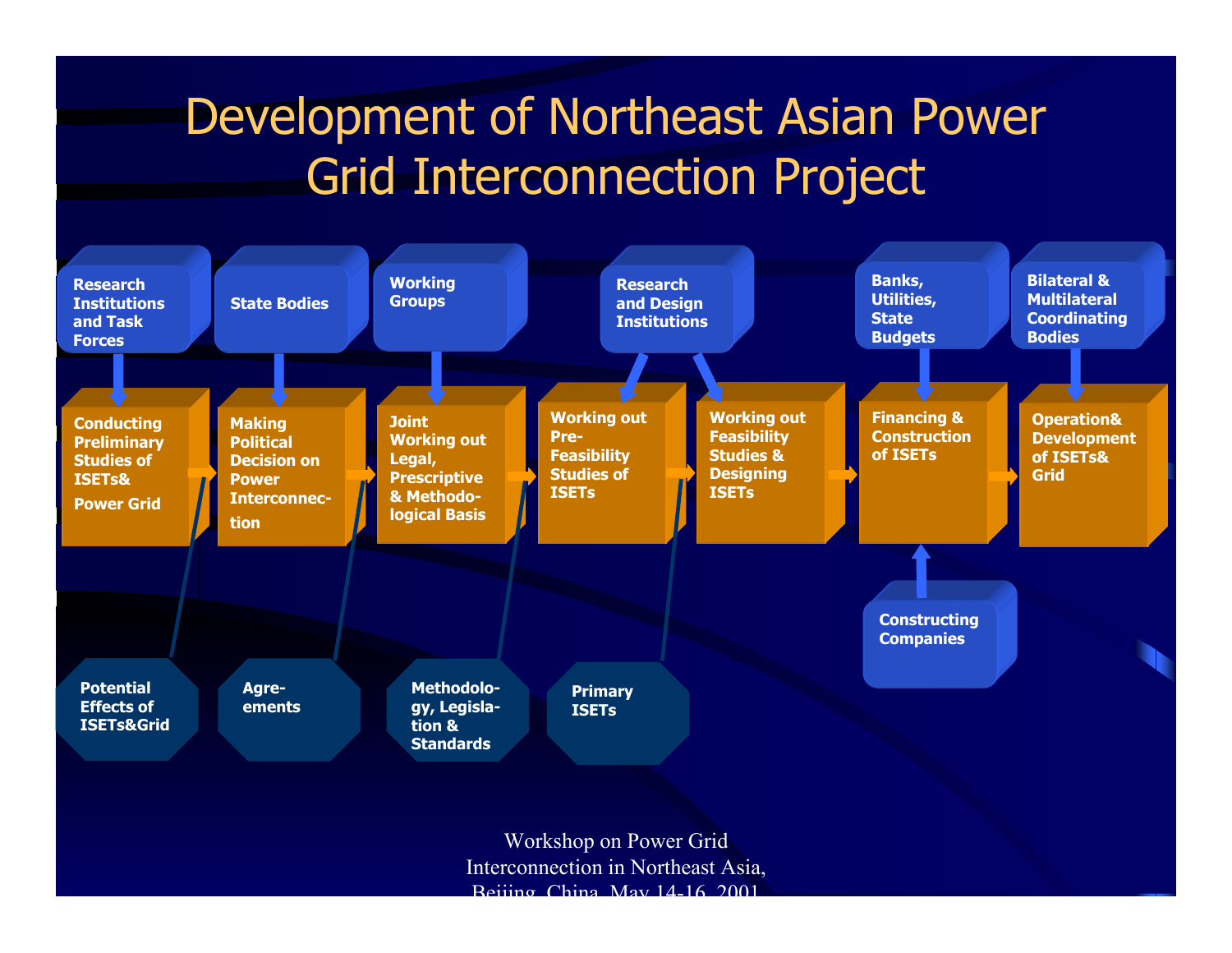# Development of Northeast Asian Power Grid Interconnection Project

- **Research Institutions and Task Forces** → Conducting Preliminary Studies of ISETs& Power Grid → Potential Effects of ISETs&Grid
- **State Bodies** → Making Political Decision on Power Interconnec-tion → Agre-ements
- **Working Groups** → Joint Working out Legal, Prescriptive & Methodo-logical Basis → Methodolo-gy, Legisla-tion & Standards
- **Research and Design Institutions** → Working out Pre-Feasibility Studies of ISETs → Primary ISETs
- **Research and Design Institutions** → Working out Feasibility Studies & Designing ISETs
- **Banks, Utilities, State Budgets** and **Constructing Companies** → Financing & Construction of ISETs
- **Bilateral & Multilateral Coordinating Bodies** → Operation& Development of ISETs& Grid

Workshop on Power Grid Interconnection in Northeast Asia, Beijing, China, May 14-16, 2001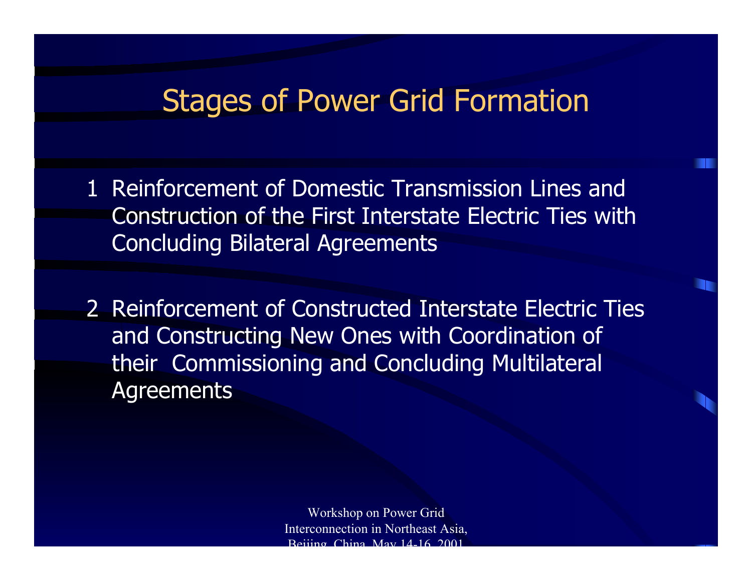# Stages of Power Grid Formation

1 Reinforcement of Domestic Transmission Lines and Construction of the First Interstate Electric Ties with Concluding Bilateral Agreements

2 Reinforcement of Constructed Interstate Electric Ties and Constructing New Ones with Coordination of their Commissioning and Concluding Multilateral Agreements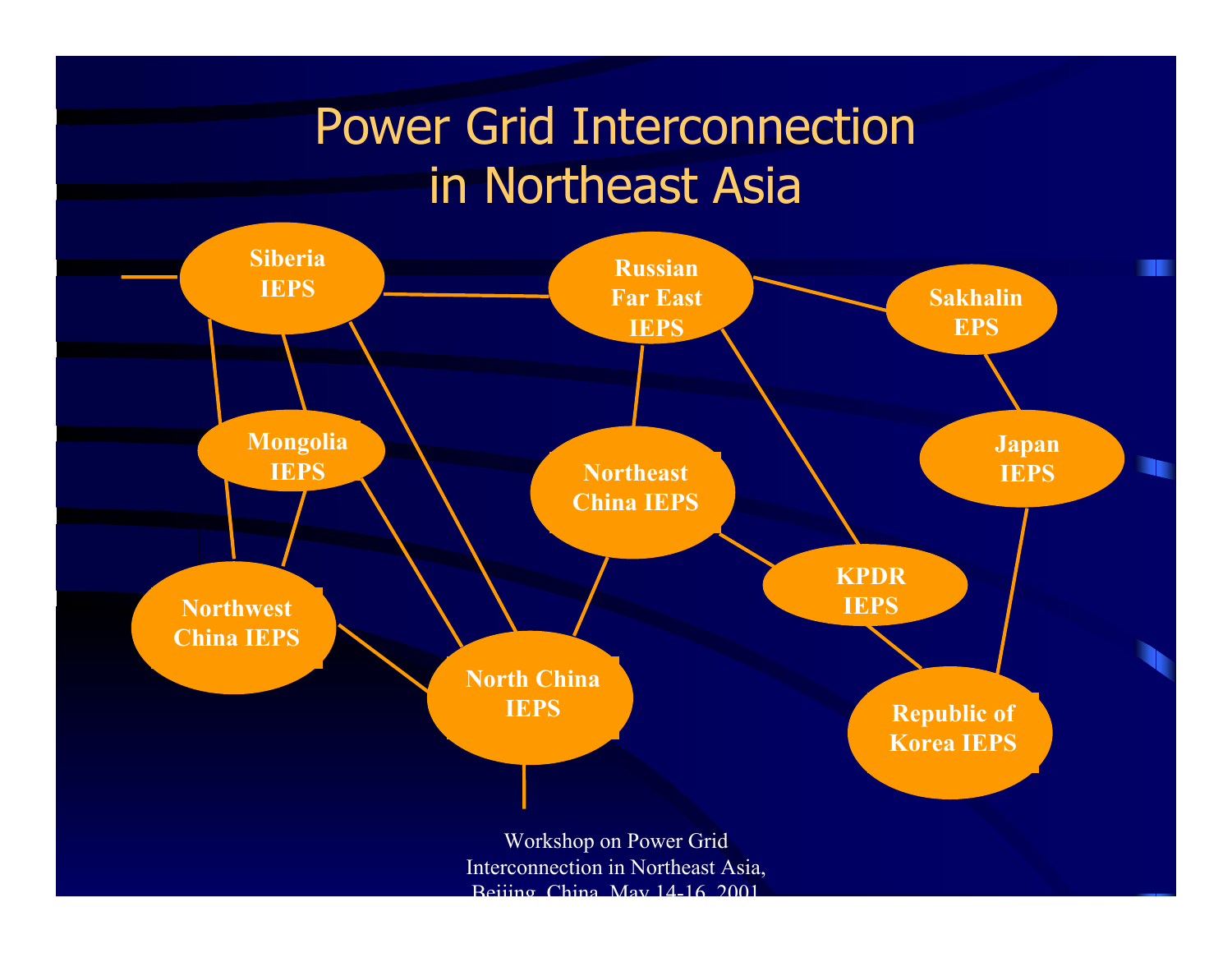# Power Grid Interconnection in Northeast Asia

Siberia IEPS

Russian Far East IEPS

Sakhalin EPS

Mongolia IEPS

Northeast China IEPS

Japan IEPS

Northwest China IEPS

KPDR IEPS

North China IEPS

Republic of Korea IEPS

Workshop on Power Grid Interconnection in Northeast Asia, Beijing, China, May 14-16, 2001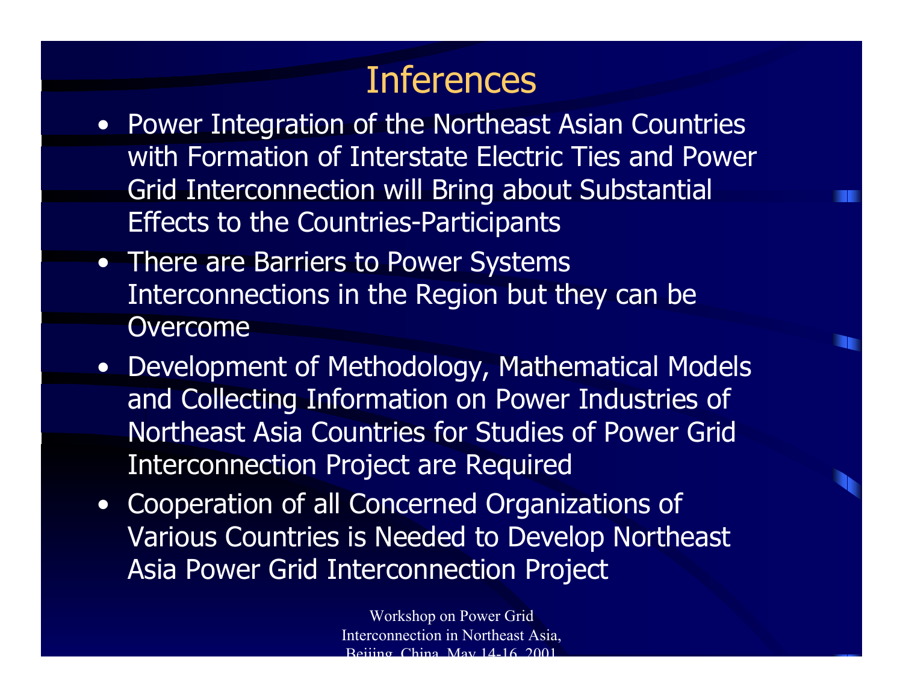# Inferences

- Power Integration of the Northeast Asian Countries with Formation of Interstate Electric Ties and Power Grid Interconnection will Bring about Substantial Effects to the Countries-Participants
- There are Barriers to Power Systems Interconnections in the Region but they can be Overcome
- Development of Methodology, Mathematical Models and Collecting Information on Power Industries of Northeast Asia Countries for Studies of Power Grid Interconnection Project are Required
- Cooperation of all Concerned Organizations of Various Countries is Needed to Develop Northeast Asia Power Grid Interconnection Project